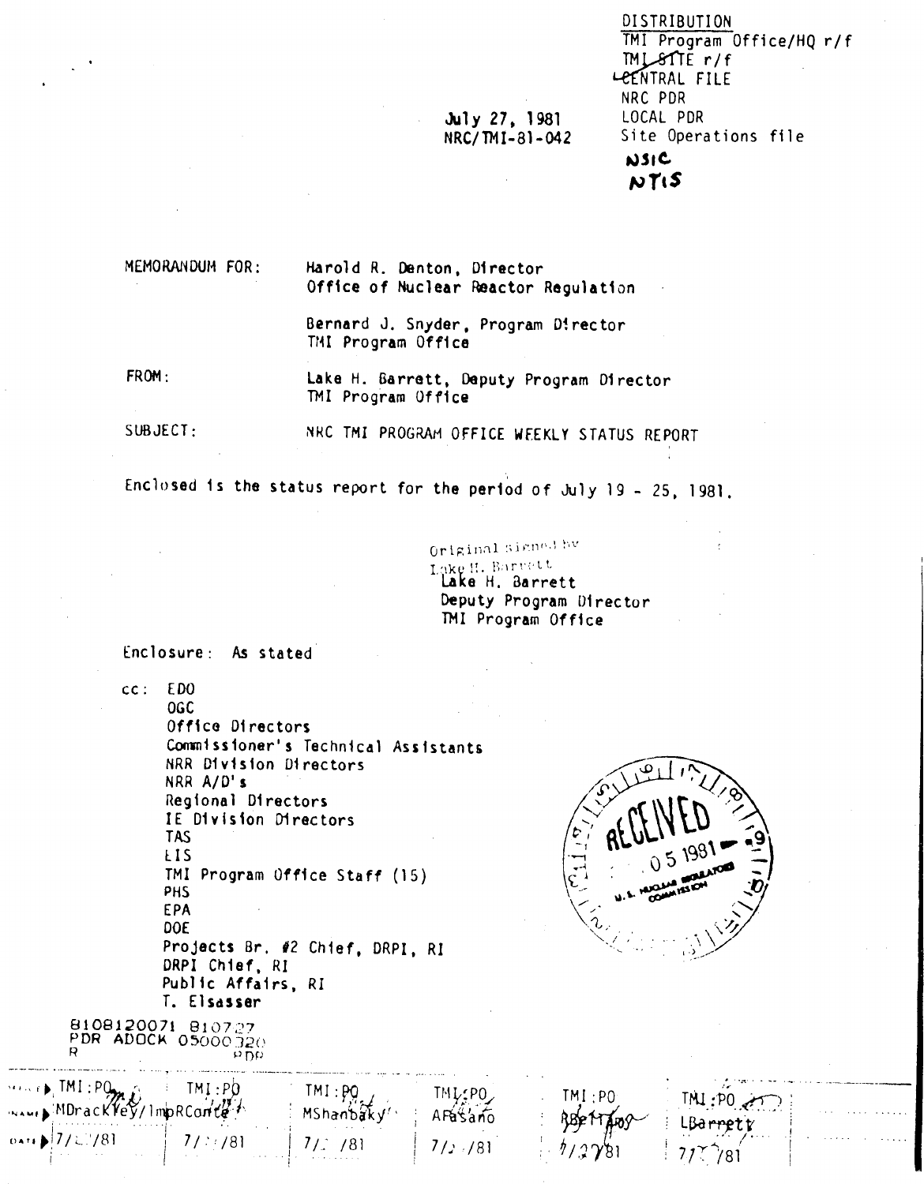DISTRIBUTION
TMI Program Office/HQ r/f
TMI SITE r/f
CENTRAL FILE
NRC PDR
LOCAL PDR
Site Operations file
NSIC
NTIS

July 27, 1981
NRC/TMI-81-042

MEMORANDUM FOR: Harold R. Denton, Director
Office of Nuclear Reactor Regulation

Bernard J. Snyder, Program Director
TMI Program Office

FROM: Lake H. Barrett, Deputy Program Director
TMI Program Office

SUBJECT: NRC TMI PROGRAM OFFICE WEEKLY STATUS REPORT

Enclosed is the status report for the period of July 19 - 25, 1981.

Original signed by
Lake H. Barrett
Lake H. Barrett
Deputy Program Director
TMI Program Office

Enclosure: As stated

cc: EDO
OGC
Office Directors
Commissioner's Technical Assistants
NRR Division Directors
NRR A/D's
Regional Directors
IE Division Directors
TAS
EIS
TMI Program Office Staff (15)
PHS
EPA
DOE
Projects Br. #2 Chief, DRPI, RI
DRPI Chief, RI
Public Affairs, RI
T. Elsasser

RECEIVED
05 1981
U.S. NUCLEAR REGULATORY COMMISSION

8108120071 810727
PDR ADOCK 05000320
R PDR

| OFFICE | TMI:PO | TMI:PO | TMI:PO | TMI:PO | TMI:PO | TMI:PO |
|---|---|---|---|---|---|---|
| NAME | MDrackley/lmp | RConte | MShanbaky | AFasano | RBellamy | LBarrett |
| DATE | 7/ /81 | 7/ /81 | 7/ /81 | 7/ /81 | 7/27/81 | 7/ /81 |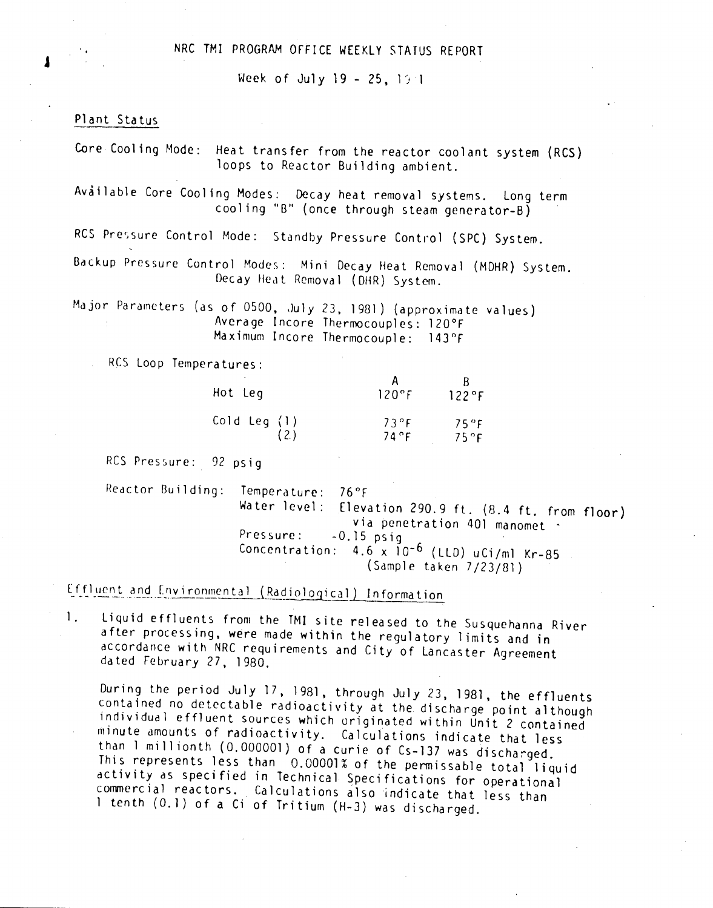# NRC TMI PROGRAM OFFICE WEEKLY STATUS REPORT

Week of July 19 - 25, 1981

## Plant Status

Core Cooling Mode: Heat transfer from the reactor coolant system (RCS) loops to Reactor Building ambient.

Available Core Cooling Modes: Decay heat removal systems. Long term cooling "B" (once through steam generator-B)

RCS Pressure Control Mode: Standby Pressure Control (SPC) System.

Backup Pressure Control Modes: Mini Decay Heat Removal (MDHR) System. Decay Heat Removal (DHR) System.

Major Parameters (as of 0500, July 23, 1981) (approximate values)
Average Incore Thermocouples: 120°F
Maximum Incore Thermocouple: 143°F

RCS Loop Temperatures:

| | | A | B |
|---|---|---|---|
| Hot Leg | | 120°F | 122°F |
| Cold Leg | (1) | 73°F | 75°F |
| | (2) | 74°F | 75°F |

RCS Pressure: 92 psig

Reactor Building: Temperature: 76°F
Water level: Elevation 290.9 ft. (8.4 ft. from floor) via penetration 401 manometer
Pressure: -0.15 psig
Concentration: $4.6 \times 10^{-6}$ (LLD) uCi/ml Kr-85 (Sample taken 7/23/81)

## Effluent and Environmental (Radiological) Information

1. Liquid effluents from the TMI site released to the Susquehanna River after processing, were made within the regulatory limits and in accordance with NRC requirements and City of Lancaster Agreement dated February 27, 1980.

   During the period July 17, 1981, through July 23, 1981, the effluents contained no detectable radioactivity at the discharge point although individual effluent sources which originated within Unit 2 contained minute amounts of radioactivity. Calculations indicate that less than 1 millionth (0.000001) of a curie of Cs-137 was discharged. This represents less than 0.00001% of the permissable total liquid activity as specified in Technical Specifications for operational commercial reactors. Calculations also indicate that less than 1 tenth (0.1) of a Ci of Tritium (H-3) was discharged.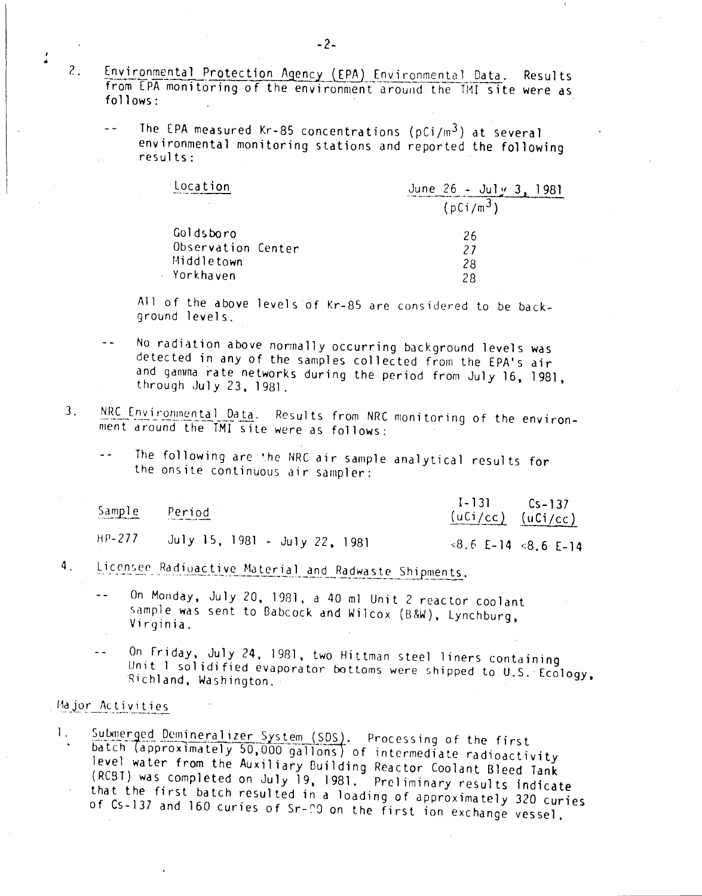2. Environmental Protection Agency (EPA) Environmental Data. Results from EPA monitoring of the environment around the TMI site were as follows:

   -- The EPA measured Kr-85 concentrations (pCi/m$^3$) at several environmental monitoring stations and reported the following results:

| Location | June 26 - July 3, 1981 (pCi/m$^3$) |
|---|---|
| Goldsboro | 26 |
| Observation Center | 27 |
| Middletown | 28 |
| Yorkhaven | 28 |

   All of the above levels of Kr-85 are considered to be background levels.

   -- No radiation above normally occurring background levels was detected in any of the samples collected from the EPA's air and gamma rate networks during the period from July 16, 1981, through July 23, 1981.

3. NRC Environmental Data. Results from NRC monitoring of the environment around the TMI site were as follows:

   -- The following are the NRC air sample analytical results for the onsite continuous air sampler:

| Sample | Period | I-131 (uCi/cc) | Cs-137 (uCi/cc) |
|---|---|---|---|
| HP-277 | July 15, 1981 - July 22, 1981 | <8.6 E-14 | <8.6 E-14 |

4. Licensee Radioactive Material and Radwaste Shipments.

   -- On Monday, July 20, 1981, a 40 ml Unit 2 reactor coolant sample was sent to Babcock and Wilcox (B&W), Lynchburg, Virginia.

   -- On Friday, July 24, 1981, two Hittman steel liners containing Unit 1 solidified evaporator bottoms were shipped to U.S. Ecology, Richland, Washington.

Major Activities

1. Submerged Demineralizer System (SDS). Processing of the first batch (approximately 50,000 gallons) of intermediate radioactivity level water from the Auxiliary Building Reactor Coolant Bleed Tank (RCBT) was completed on July 19, 1981. Preliminary results indicate that the first batch resulted in a loading of approximately 320 curies of Cs-137 and 160 curies of Sr-90 on the first ion exchange vessel.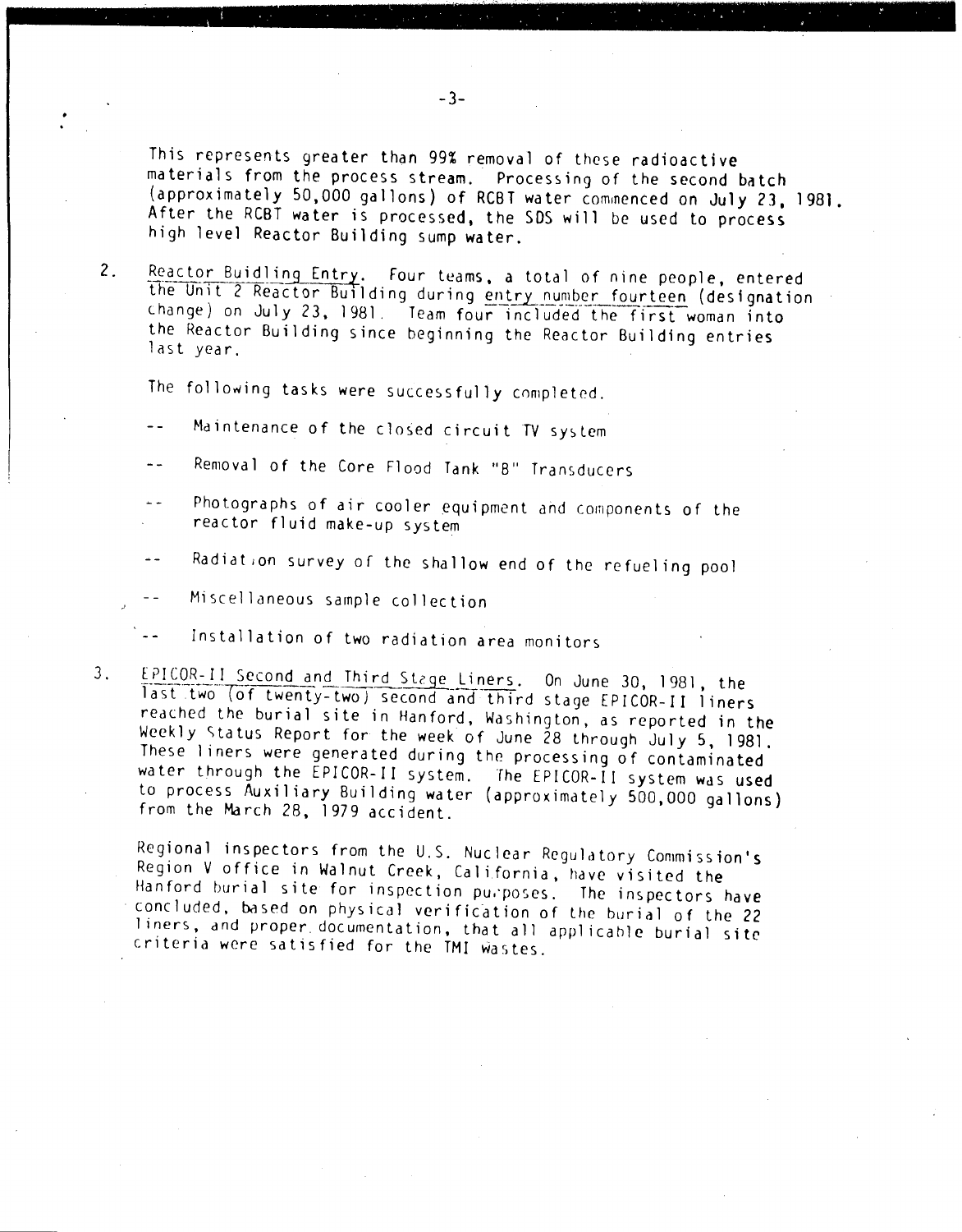This represents greater than 99% removal of these radioactive materials from the process stream. Processing of the second batch (approximately 50,000 gallons) of RCBT water commenced on July 23, 1981. After the RCBT water is processed, the SDS will be used to process high level Reactor Building sump water.

2. Reactor Buidling Entry. Four teams, a total of nine people, entered the Unit 2 Reactor Building during entry number fourteen (designation change) on July 23, 1981. Team four included the first woman into the Reactor Building since beginning the Reactor Building entries last year.

   The following tasks were successfully completed.

   -- Maintenance of the closed circuit TV system

   -- Removal of the Core Flood Tank "B" Transducers

   -- Photographs of air cooler equipment and components of the reactor fluid make-up system

   -- Radiation survey of the shallow end of the refueling pool

   -- Miscellaneous sample collection

   -- Installation of two radiation area monitors

3. EPICOR-II Second and Third Stage Liners. On June 30, 1981, the last two (of twenty-two) second and third stage EPICOR-II liners reached the burial site in Hanford, Washington, as reported in the Weekly Status Report for the week of June 28 through July 5, 1981. These liners were generated during the processing of contaminated water through the EPICOR-II system. The EPICOR-II system was used to process Auxiliary Building water (approximately 500,000 gallons) from the March 28, 1979 accident.

   Regional inspectors from the U.S. Nuclear Regulatory Commission's Region V office in Walnut Creek, California, have visited the Hanford burial site for inspection purposes. The inspectors have concluded, based on physical verification of the burial of the 22 liners, and proper documentation, that all applicable burial site criteria were satisfied for the TMI wastes.